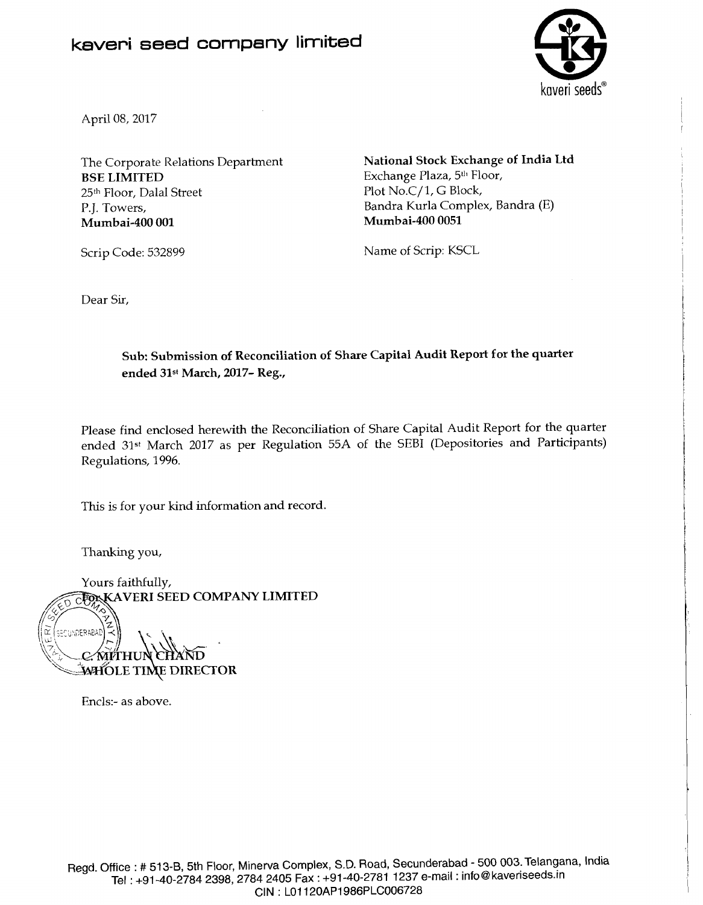# kaveri seed company limited

kaveri seeds®

April 08, 2017

The Corporate Relations Department
**BSE LIMITED**
25th Floor, Dalal Street
P.J. Towers,
**Mumbai-400 001**

Scrip Code: 532899

**National Stock Exchange of India Ltd**
Exchange Plaza, 5th Floor,
Plot No.C/1, G Block,
Bandra Kurla Complex, Bandra (E)
**Mumbai-400 0051**

Name of Scrip: KSCL

Dear Sir,

**Sub: Submission of Reconciliation of Share Capital Audit Report for the quarter ended 31st March, 2017- Reg.,**

Please find enclosed herewith the Reconciliation of Share Capital Audit Report for the quarter ended 31st March 2017 as per Regulation 55A of the SEBI (Depositories and Participants) Regulations, 1996.

This is for your kind information and record.

Thanking you,

Yours faithfully,
**For KAVERI SEED COMPANY LIMITED**

**C. MITHUN CHAND**
**WHOLE TIME DIRECTOR**

Encls:- as above.

Regd. Office : # 513-B, 5th Floor, Minerva Complex, S.D. Road, Secunderabad - 500 003. Telangana, India
Tel : +91-40-2784 2398, 2784 2405 Fax : +91-40-2781 1237 e-mail : info@kaveriseeds.in
CIN : L01120AP1986PLC006728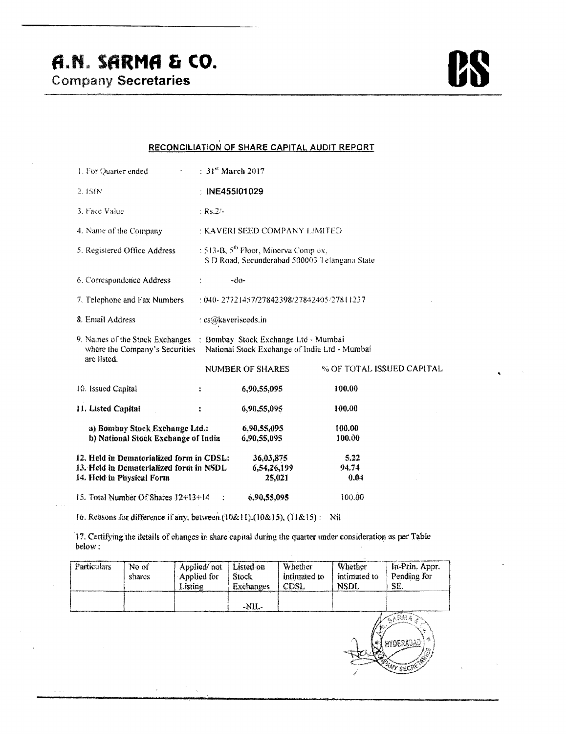# A.N. SARMA & CO.
Company Secretaries

## RECONCILIATION OF SHARE CAPITAL AUDIT REPORT

1. For Quarter ended : 31st March 2017
2. ISIN : **INE455I01029**
3. Face Value : Rs.2/-
4. Name of the Company : KAVERI SEED COMPANY LIMITED
5. Registered Office Address : 513-B, 5th Floor, Minerva Complex, S D Road, Secunderabad 500003 Telangana State
6. Correspondence Address : -do-
7. Telephone and Fax Numbers : 040- 27721457/27842398/27842405/27811237
8. Email Address : cs@kaveriseeds.in
9. Names of the Stock Exchanges where the Company's Securities are listed. : Bombay Stock Exchange Ltd - Mumbai, National Stock Exchange of India Ltd - Mumbai

| | NUMBER OF SHARES | % OF TOTAL ISSUED CAPITAL |
|---|---|---|
| 10. Issued Capital : | **6,90,55,095** | **100.00** |
| **11. Listed Capital :** | 6,90,55,095 | **100.00** |
| **a) Bombay Stock Exchange Ltd.:** | **6,90,55,095** | **100.00** |
| **b) National Stock Exchange of India** | **6,90,55,095** | **100.00** |
| **12. Held in Dematerialized form in CDSL:** | **36,03,875** | **5.22** |
| **13. Held in Dematerialized form in NSDL** | **6,54,26,199** | **94.74** |
| **14. Held in Physical Form** | **25,021** | **0.04** |
| 15. Total Number Of Shares 12+13+14 : | **6,90,55,095** | 100.00 |

16. Reasons for difference if any, between (10&11),(10&15), (11&15) : Nil

17. Certifying the details of changes in share capital during the quarter under consideration as per Table below :

| Particulars | No of shares | Applied/ not Applied for Listing | Listed on Stock Exchanges | Whether intimated to CDSL | Whether intimated to NSDL | In-Prin. Appr. Pending for SE. |
|---|---|---|---|---|---|---|
| | | | -NIL- | | | |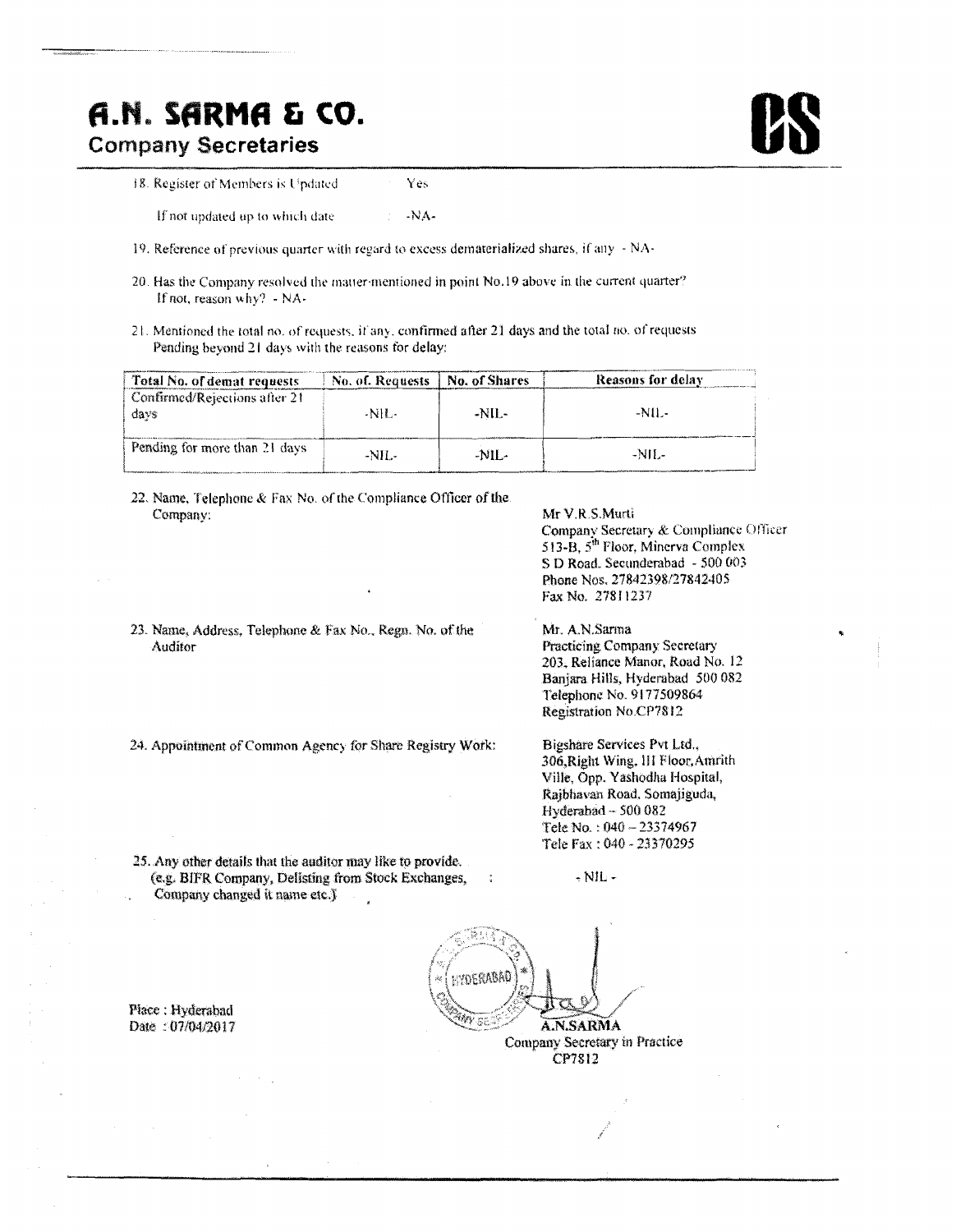# A.N. SARMA & CO.

## Company Secretaries

18. Register of Members is Updated : Yes

    If not updated up to which date : -NA-

19. Reference of previous quarter with regard to excess dematerialized shares, if any - NA-

20. Has the Company resolved the matter mentioned in point No.19 above in the current quarter? If not, reason why? - NA-

21. Mentioned the total no. of requests, if any, confirmed after 21 days and the total no. of requests Pending beyond 21 days with the reasons for delay:

| Total No. of demat requests | No. of. Requests | No. of Shares | Reasons for delay |
|---|---|---|---|
| Confirmed/Rejections after 21 days | -NIL- | -NIL- | -NIL- |
| Pending for more than 21 days | -NIL- | -NIL- | -NIL- |

22. Name, Telephone & Fax No. of the Compliance Officer of the Company:

    Mr V.R.S.Murti
    Company Secretary & Compliance Officer
    513-B, 5th Floor, Minerva Complex
    S D Road, Secunderabad - 500 003
    Phone Nos. 27842398/27842405
    Fax No. 27811237

23. Name, Address, Telephone & Fax No., Regn. No. of the Auditor

    Mr. A.N.Sarma
    Practicing Company Secretary
    203, Reliance Manor, Road No. 12
    Banjara Hills, Hyderabad 500 082
    Telephone No. 9177509864
    Registration No.CP7812

24. Appointment of Common Agency for Share Registry Work:

    Bigshare Services Pvt Ltd.,
    306,Right Wing, III Floor,Amrith Ville, Opp. Yashodha Hospital,
    Rajbhavan Road, Somajiguda,
    Hyderabad – 500 082
    Tele No. : 040 – 23374967
    Tele Fax : 040 - 23370295

25. Any other details that the auditor may like to provide. (e.g. BIFR Company, Delisting from Stock Exchanges, Company changed it name etc.) : - NIL -

Place : Hyderabad
Date : 07/04/2017

A.N.SARMA
Company Secretary in Practice
CP7812